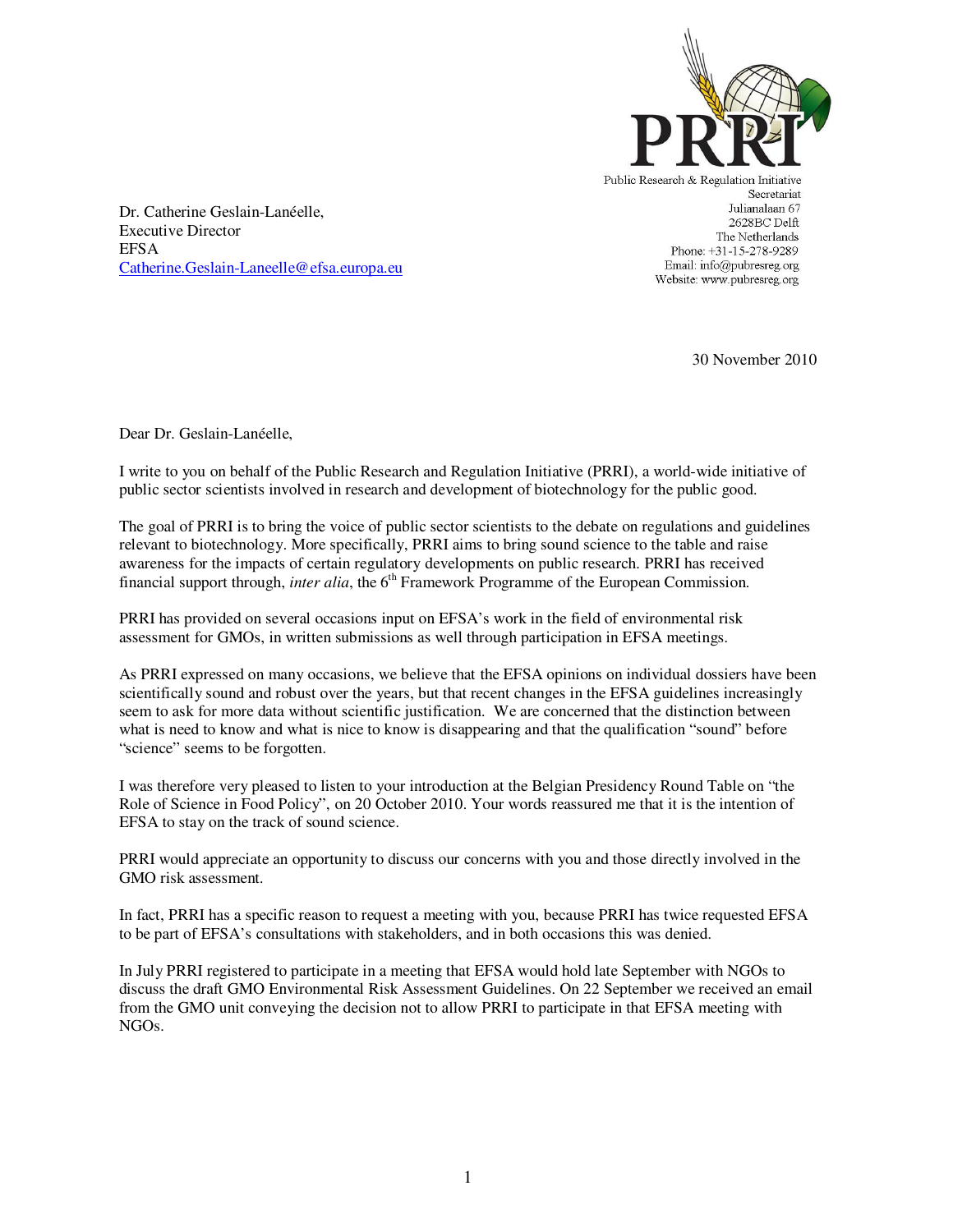PRRI

Public Research & Regulation Initiative
Secretariat
Julianalaan 67
2628BC Delft
The Netherlands
Phone: +31-15-278-9289
Email: info@pubresreg.org
Website: www.pubresreg.org

Dr. Catherine Geslain-Lanéelle,
Executive Director
EFSA
Catherine.Geslain-Laneelle@efsa.europa.eu

30 November 2010

Dear Dr. Geslain-Lanéelle,

I write to you on behalf of the Public Research and Regulation Initiative (PRRI), a world-wide initiative of public sector scientists involved in research and development of biotechnology for the public good.

The goal of PRRI is to bring the voice of public sector scientists to the debate on regulations and guidelines relevant to biotechnology. More specifically, PRRI aims to bring sound science to the table and raise awareness for the impacts of certain regulatory developments on public research. PRRI has received financial support through, *inter alia*, the 6th Framework Programme of the European Commission.

PRRI has provided on several occasions input on EFSA's work in the field of environmental risk assessment for GMOs, in written submissions as well through participation in EFSA meetings.

As PRRI expressed on many occasions, we believe that the EFSA opinions on individual dossiers have been scientifically sound and robust over the years, but that recent changes in the EFSA guidelines increasingly seem to ask for more data without scientific justification. We are concerned that the distinction between what is need to know and what is nice to know is disappearing and that the qualification "sound" before "science" seems to be forgotten.

I was therefore very pleased to listen to your introduction at the Belgian Presidency Round Table on "the Role of Science in Food Policy", on 20 October 2010. Your words reassured me that it is the intention of EFSA to stay on the track of sound science.

PRRI would appreciate an opportunity to discuss our concerns with you and those directly involved in the GMO risk assessment.

In fact, PRRI has a specific reason to request a meeting with you, because PRRI has twice requested EFSA to be part of EFSA's consultations with stakeholders, and in both occasions this was denied.

In July PRRI registered to participate in a meeting that EFSA would hold late September with NGOs to discuss the draft GMO Environmental Risk Assessment Guidelines. On 22 September we received an email from the GMO unit conveying the decision not to allow PRRI to participate in that EFSA meeting with NGOs.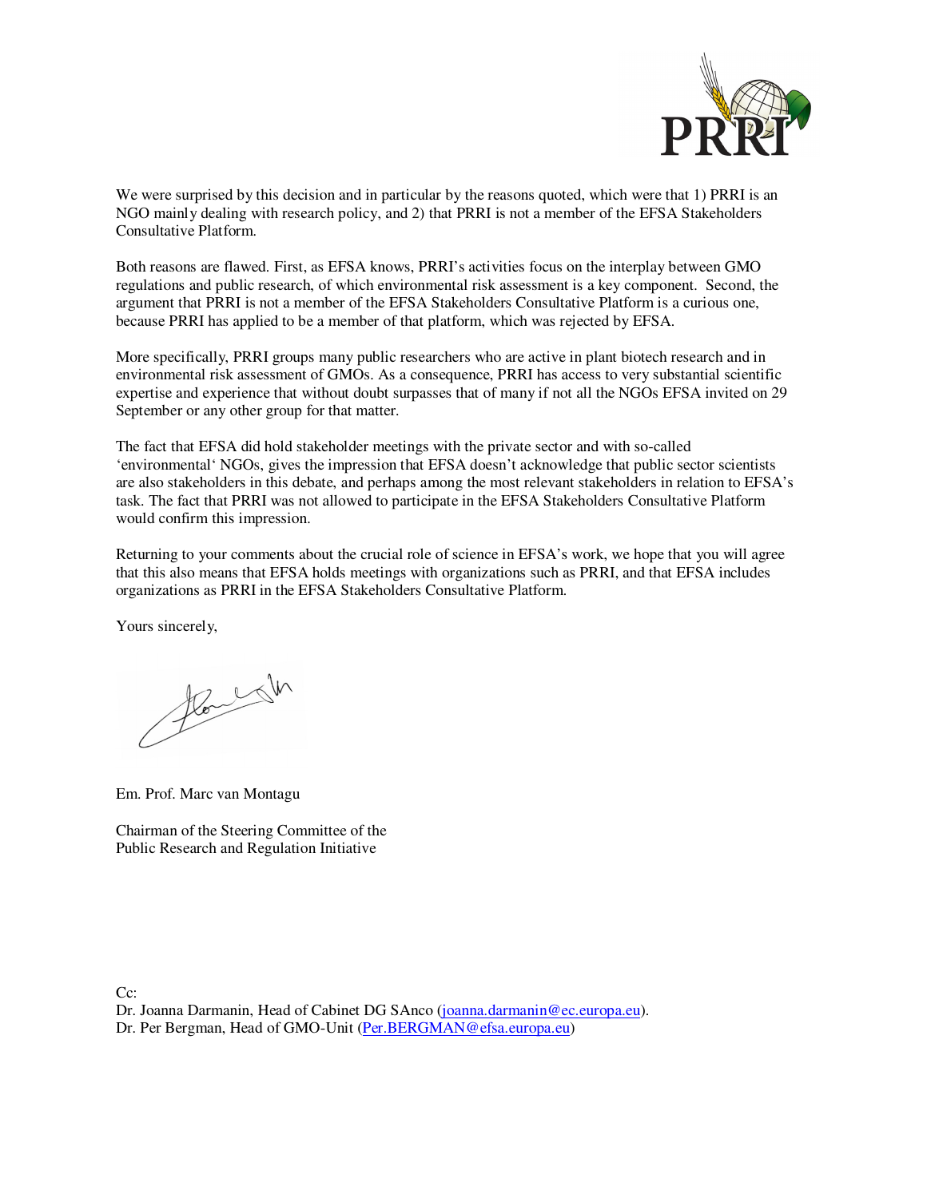We were surprised by this decision and in particular by the reasons quoted, which were that 1) PRRI is an NGO mainly dealing with research policy, and 2) that PRRI is not a member of the EFSA Stakeholders Consultative Platform.

Both reasons are flawed. First, as EFSA knows, PRRI's activities focus on the interplay between GMO regulations and public research, of which environmental risk assessment is a key component. Second, the argument that PRRI is not a member of the EFSA Stakeholders Consultative Platform is a curious one, because PRRI has applied to be a member of that platform, which was rejected by EFSA.

More specifically, PRRI groups many public researchers who are active in plant biotech research and in environmental risk assessment of GMOs. As a consequence, PRRI has access to very substantial scientific expertise and experience that without doubt surpasses that of many if not all the NGOs EFSA invited on 29 September or any other group for that matter.

The fact that EFSA did hold stakeholder meetings with the private sector and with so-called 'environmental' NGOs, gives the impression that EFSA doesn't acknowledge that public sector scientists are also stakeholders in this debate, and perhaps among the most relevant stakeholders in relation to EFSA's task. The fact that PRRI was not allowed to participate in the EFSA Stakeholders Consultative Platform would confirm this impression.

Returning to your comments about the crucial role of science in EFSA's work, we hope that you will agree that this also means that EFSA holds meetings with organizations such as PRRI, and that EFSA includes organizations as PRRI in the EFSA Stakeholders Consultative Platform.

Yours sincerely,

Em. Prof. Marc van Montagu

Chairman of the Steering Committee of the
Public Research and Regulation Initiative

Cc:
Dr. Joanna Darmanin, Head of Cabinet DG SAnco (joanna.darmanin@ec.europa.eu).
Dr. Per Bergman, Head of GMO-Unit (Per.BERGMAN@efsa.europa.eu)